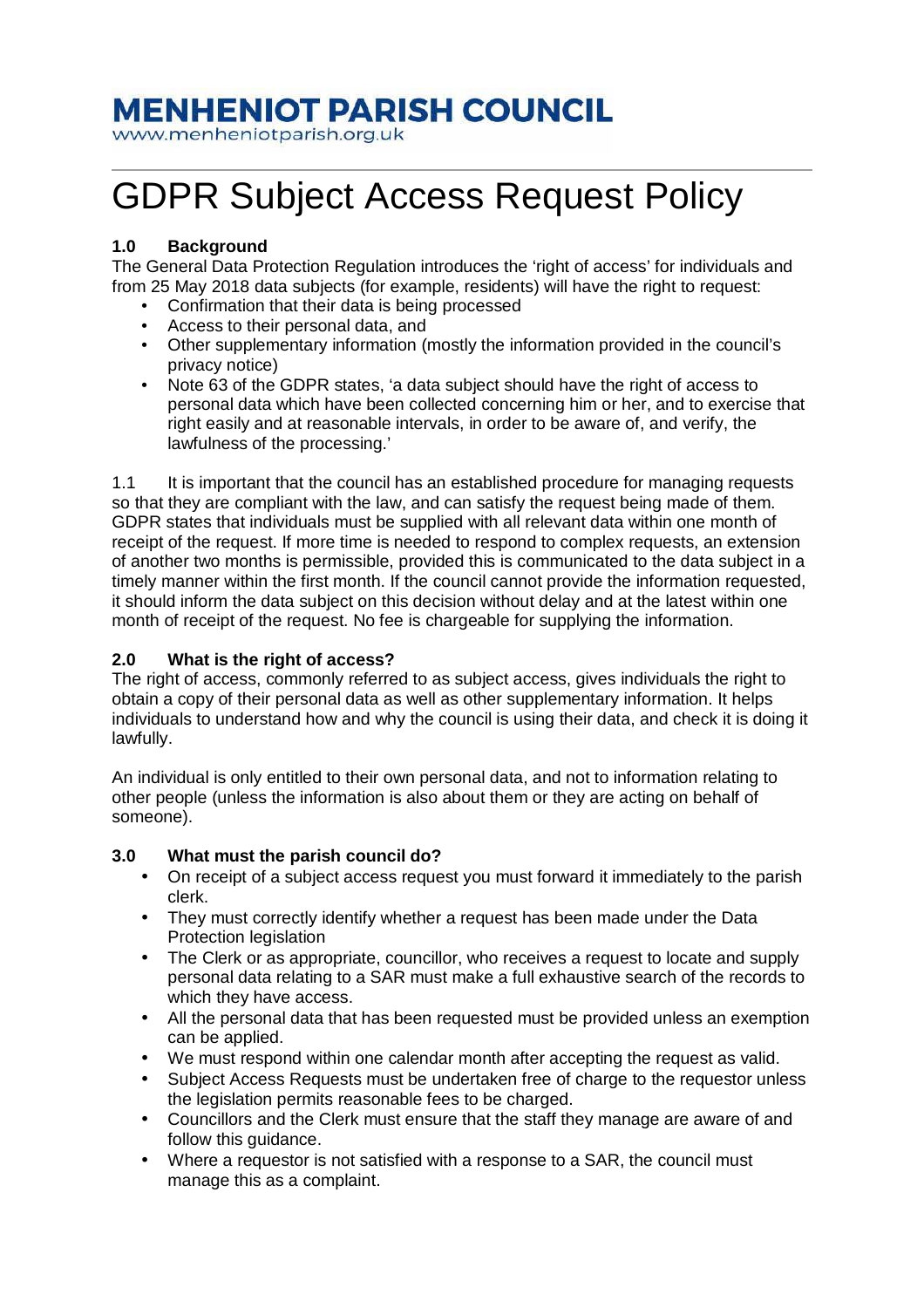# MENHENIOT PARISH COUNCIL

www.menheniotparish.org.uk

# GDPR Subject Access Request Policy

## 1.0 Background

The General Data Protection Regulation introduces the 'right of access' for individuals and from 25 May 2018 data subjects (for example, residents) will have the right to request:

- Confirmation that their data is being processed
- Access to their personal data, and
- Other supplementary information (mostly the information provided in the council's privacy notice)
- Note 63 of the GDPR states, 'a data subject should have the right of access to personal data which have been collected concerning him or her, and to exercise that right easily and at reasonable intervals, in order to be aware of, and verify, the lawfulness of the processing.'

1.1 It is important that the council has an established procedure for managing requests so that they are compliant with the law, and can satisfy the request being made of them. GDPR states that individuals must be supplied with all relevant data within one month of receipt of the request. If more time is needed to respond to complex requests, an extension of another two months is permissible, provided this is communicated to the data subject in a timely manner within the first month. If the council cannot provide the information requested, it should inform the data subject on this decision without delay and at the latest within one month of receipt of the request. No fee is chargeable for supplying the information.

## 2.0 What is the right of access?

The right of access, commonly referred to as subject access, gives individuals the right to obtain a copy of their personal data as well as other supplementary information. It helps individuals to understand how and why the council is using their data, and check it is doing it lawfully.

An individual is only entitled to their own personal data, and not to information relating to other people (unless the information is also about them or they are acting on behalf of someone).

## 3.0 What must the parish council do?

- On receipt of a subject access request you must forward it immediately to the parish clerk.
- They must correctly identify whether a request has been made under the Data Protection legislation
- The Clerk or as appropriate, councillor, who receives a request to locate and supply personal data relating to a SAR must make a full exhaustive search of the records to which they have access.
- All the personal data that has been requested must be provided unless an exemption can be applied.
- We must respond within one calendar month after accepting the request as valid.
- Subject Access Requests must be undertaken free of charge to the requestor unless the legislation permits reasonable fees to be charged.
- Councillors and the Clerk must ensure that the staff they manage are aware of and follow this guidance.
- Where a requestor is not satisfied with a response to a SAR, the council must manage this as a complaint.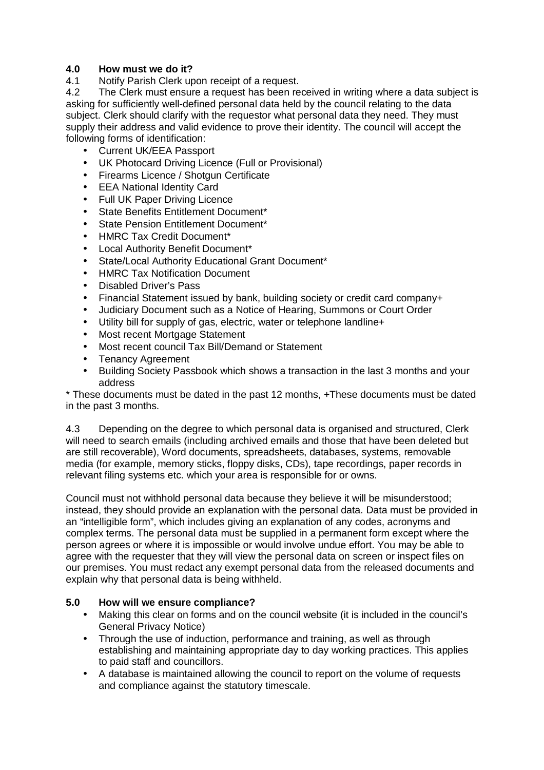## 4.0 How must we do it?

4.1 Notify Parish Clerk upon receipt of a request.

4.2 The Clerk must ensure a request has been received in writing where a data subject is asking for sufficiently well-defined personal data held by the council relating to the data subject. Clerk should clarify with the requestor what personal data they need. They must supply their address and valid evidence to prove their identity. The council will accept the following forms of identification:

- Current UK/EEA Passport
- UK Photocard Driving Licence (Full or Provisional)
- Firearms Licence / Shotgun Certificate
- EEA National Identity Card
- Full UK Paper Driving Licence
- State Benefits Entitlement Document*
- State Pension Entitlement Document*
- HMRC Tax Credit Document*
- Local Authority Benefit Document*
- State/Local Authority Educational Grant Document*
- HMRC Tax Notification Document
- Disabled Driver's Pass
- Financial Statement issued by bank, building society or credit card company+
- Judiciary Document such as a Notice of Hearing, Summons or Court Order
- Utility bill for supply of gas, electric, water or telephone landline+
- Most recent Mortgage Statement
- Most recent council Tax Bill/Demand or Statement
- Tenancy Agreement
- Building Society Passbook which shows a transaction in the last 3 months and your address

* These documents must be dated in the past 12 months, +These documents must be dated in the past 3 months.

4.3 Depending on the degree to which personal data is organised and structured, Clerk will need to search emails (including archived emails and those that have been deleted but are still recoverable), Word documents, spreadsheets, databases, systems, removable media (for example, memory sticks, floppy disks, CDs), tape recordings, paper records in relevant filing systems etc. which your area is responsible for or owns.

Council must not withhold personal data because they believe it will be misunderstood; instead, they should provide an explanation with the personal data. Data must be provided in an "intelligible form", which includes giving an explanation of any codes, acronyms and complex terms. The personal data must be supplied in a permanent form except where the person agrees or where it is impossible or would involve undue effort. You may be able to agree with the requester that they will view the personal data on screen or inspect files on our premises. You must redact any exempt personal data from the released documents and explain why that personal data is being withheld.

## 5.0 How will we ensure compliance?

- Making this clear on forms and on the council website (it is included in the council's General Privacy Notice)
- Through the use of induction, performance and training, as well as through establishing and maintaining appropriate day to day working practices. This applies to paid staff and councillors.
- A database is maintained allowing the council to report on the volume of requests and compliance against the statutory timescale.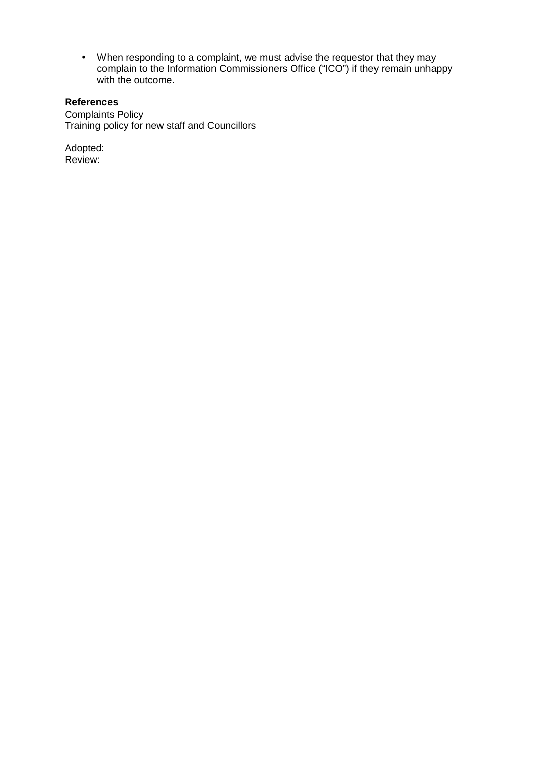- When responding to a complaint, we must advise the requestor that they may complain to the Information Commissioners Office ("ICO") if they remain unhappy with the outcome.

**References**
Complaints Policy
Training policy for new staff and Councillors

Adopted:
Review: